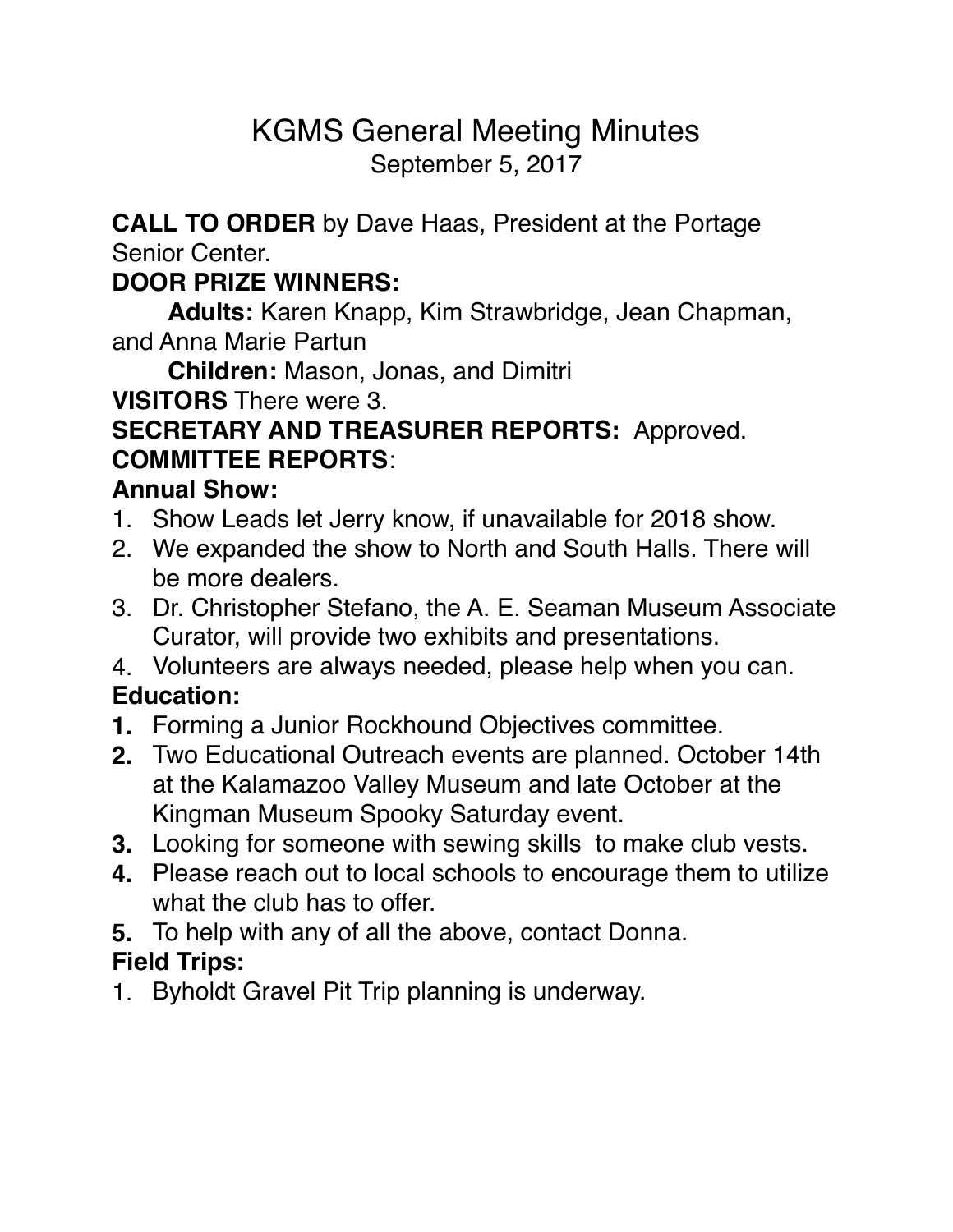# KGMS General Meeting Minutes

September 5, 2017

**CALL TO ORDER** by Dave Haas, President at the Portage Senior Center.

**DOOR PRIZE WINNERS:**

**Adults:** Karen Knapp, Kim Strawbridge, Jean Chapman, and Anna Marie Partun

**Children:** Mason, Jonas, and Dimitri

**VISITORS** There were 3.

**SECRETARY AND TREASURER REPORTS:** Approved.

**COMMITTEE REPORTS**:

**Annual Show:**

1. Show Leads let Jerry know, if unavailable for 2018 show.
2. We expanded the show to North and South Halls. There will be more dealers.
3. Dr. Christopher Stefano, the A. E. Seaman Museum Associate Curator, will provide two exhibits and presentations.
4. Volunteers are always needed, please help when you can.

**Education:**

1. Forming a Junior Rockhound Objectives committee.
2. Two Educational Outreach events are planned. October 14th at the Kalamazoo Valley Museum and late October at the Kingman Museum Spooky Saturday event.
3. Looking for someone with sewing skills to make club vests.
4. Please reach out to local schools to encourage them to utilize what the club has to offer.
5. To help with any of all the above, contact Donna.

**Field Trips:**

1. Byholdt Gravel Pit Trip planning is underway.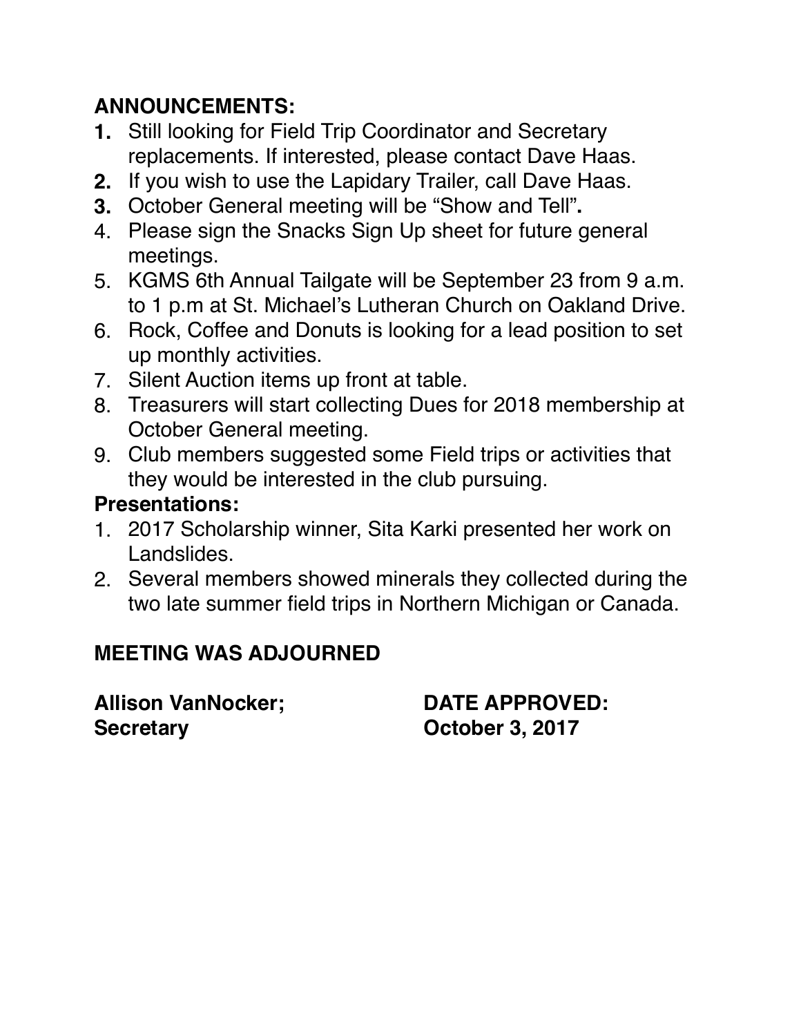**ANNOUNCEMENTS:**

1. Still looking for Field Trip Coordinator and Secretary replacements. If interested, please contact Dave Haas.
2. If you wish to use the Lapidary Trailer, call Dave Haas.
3. October General meeting will be "Show and Tell".
4. Please sign the Snacks Sign Up sheet for future general meetings.
5. KGMS 6th Annual Tailgate will be September 23 from 9 a.m. to 1 p.m at St. Michael's Lutheran Church on Oakland Drive.
6. Rock, Coffee and Donuts is looking for a lead position to set up monthly activities.
7. Silent Auction items up front at table.
8. Treasurers will start collecting Dues for 2018 membership at October General meeting.
9. Club members suggested some Field trips or activities that they would be interested in the club pursuing.

**Presentations:**

1. 2017 Scholarship winner, Sita Karki presented her work on Landslides.
2. Several members showed minerals they collected during the two late summer field trips in Northern Michigan or Canada.

**MEETING WAS ADJOURNED**

**Allison VanNocker;**
**Secretary**

**DATE APPROVED:**
**October 3, 2017**